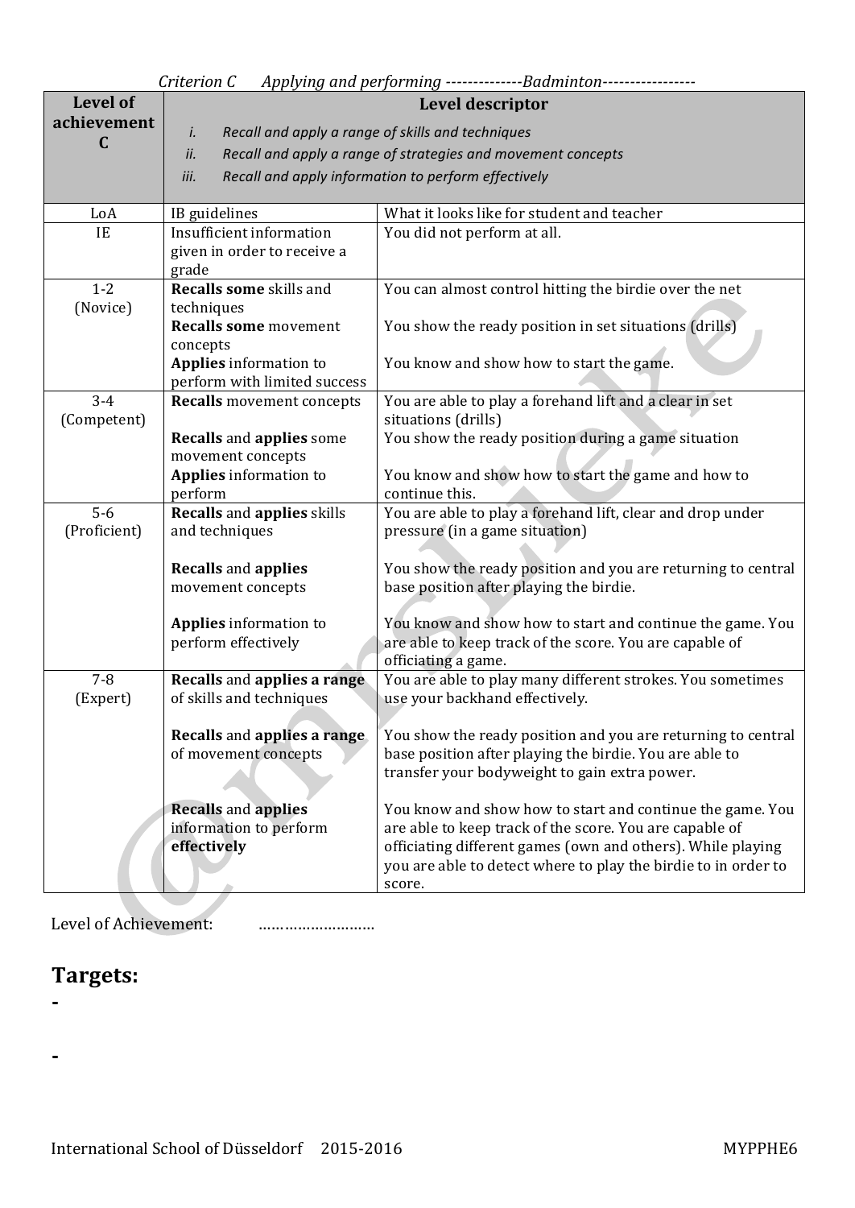*Criterion C Applying and performing --------------Badminton-----------------*

| Level of achievement C | Level descriptor | |
|---|---|---|
| | *i. Recall and apply a range of skills and techniques*<br>*ii. Recall and apply a range of strategies and movement concepts*<br>*iii. Recall and apply information to perform effectively* | |
| LoA | IB guidelines | What it looks like for student and teacher |
| IE | Insufficient information given in order to receive a grade | You did not perform at all. |
| 1-2 (Novice) | **Recalls some** skills and techniques<br>**Recalls some** movement concepts<br>**Applies** information to perform with limited success | You can almost control hitting the birdie over the net<br>You show the ready position in set situations (drills)<br>You know and show how to start the game. |
| 3-4 (Competent) | **Recalls** movement concepts<br>**Recalls** and **applies** some movement concepts<br>**Applies** information to perform | You are able to play a forehand lift and a clear in set situations (drills)<br>You show the ready position during a game situation<br>You know and show how to start the game and how to continue this. |
| 5-6 (Proficient) | **Recalls** and **applies** skills and techniques<br>**Recalls** and **applies** movement concepts<br>**Applies** information to perform effectively | You are able to play a forehand lift, clear and drop under pressure (in a game situation)<br>You show the ready position and you are returning to central base position after playing the birdie.<br>You know and show how to start and continue the game. You are able to keep track of the score. You are capable of officiating a game. |
| 7-8 (Expert) | **Recalls** and **applies a range** of skills and techniques<br>**Recalls** and **applies a range** of movement concepts<br>**Recalls** and **applies** information to perform **effectively** | You are able to play many different strokes. You sometimes use your backhand effectively.<br>You show the ready position and you are returning to central base position after playing the birdie. You are able to transfer your bodyweight to gain extra power.<br>You know and show how to start and continue the game. You are able to keep track of the score. You are capable of officiating different games (own and others). While playing you are able to detect where to play the birdie to in order to score. |

Level of Achievement: ………………………

## Targets:

-

-

International School of Düsseldorf 2015-2016 MYPPHE6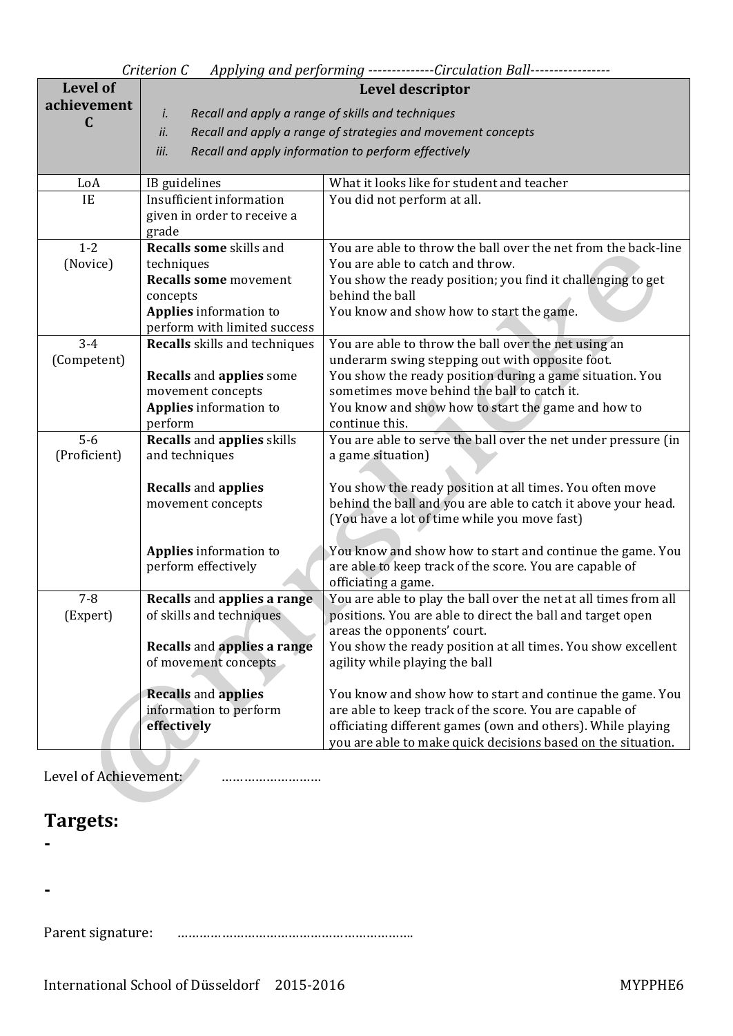*Criterion C Applying and performing --------------Circulation Ball-----------------*

| Level of achievement C | Level descriptor<br>*i. Recall and apply a range of skills and techniques*<br>*ii. Recall and apply a range of strategies and movement concepts*<br>*iii. Recall and apply information to perform effectively* | |
|---|---|---|
| LoA | IB guidelines | What it looks like for student and teacher |
| IE | Insufficient information given in order to receive a grade | You did not perform at all. |
| 1-2<br>(Novice) | **Recalls some** skills and techniques<br>**Recalls some** movement concepts<br>**Applies** information to perform with limited success | You are able to throw the ball over the net from the back-line<br>You are able to catch and throw.<br>You show the ready position; you find it challenging to get behind the ball<br>You know and show how to start the game. |
| 3-4<br>(Competent) | **Recalls** skills and techniques<br><br>**Recalls** and **applies** some movement concepts<br>**Applies** information to perform | You are able to throw the ball over the net using an underarm swing stepping out with opposite foot.<br>You show the ready position during a game situation. You sometimes move behind the ball to catch it.<br>You know and show how to start the game and how to continue this. |
| 5-6<br>(Proficient) | **Recalls** and **applies** skills and techniques<br><br>**Recalls** and **applies** movement concepts<br><br>**Applies** information to perform effectively | You are able to serve the ball over the net under pressure (in a game situation)<br><br>You show the ready position at all times. You often move behind the ball and you are able to catch it above your head. (You have a lot of time while you move fast)<br><br>You know and show how to start and continue the game. You are able to keep track of the score. You are capable of officiating a game. |
| 7-8<br>(Expert) | **Recalls** and **applies a range** of skills and techniques<br><br>**Recalls** and **applies a range** of movement concepts<br><br>**Recalls** and **applies** information to perform **effectively** | You are able to play the ball over the net at all times from all positions. You are able to direct the ball and target open areas the opponents' court.<br>You show the ready position at all times. You show excellent agility while playing the ball<br><br>You know and show how to start and continue the game. You are able to keep track of the score. You are capable of officiating different games (own and others). While playing you are able to make quick decisions based on the situation. |

Level of Achievement: ………………………

## Targets:

-

-

Parent signature: ……………………………………………………..